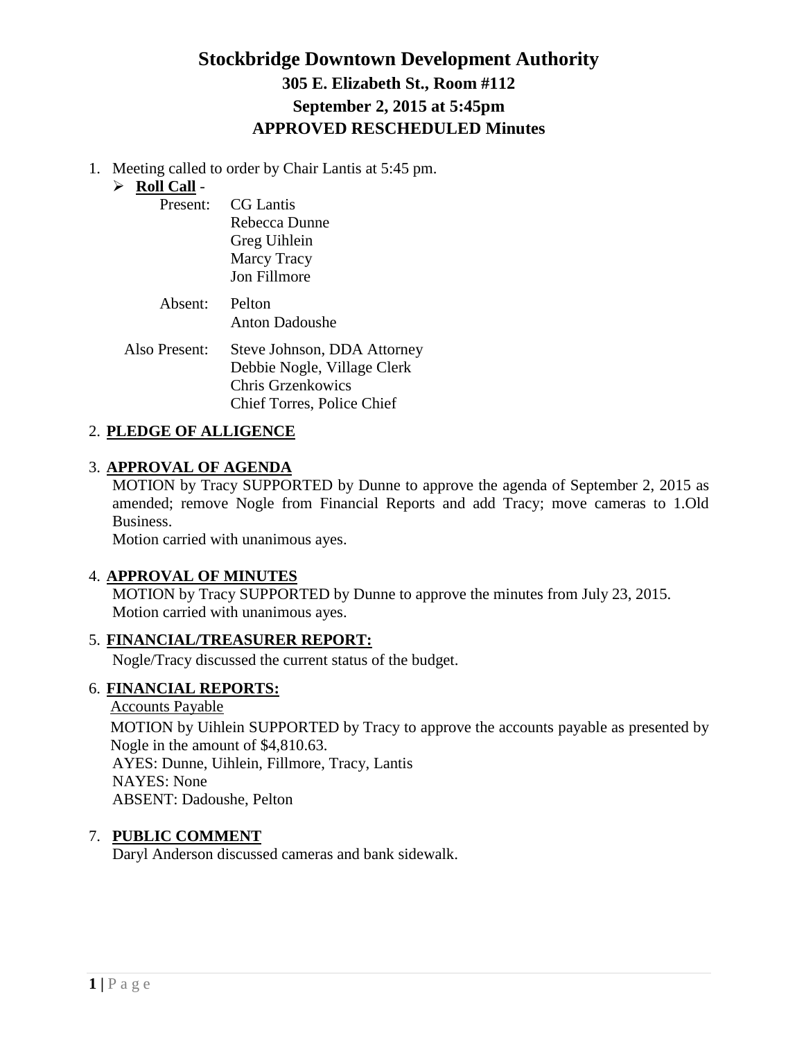# Stockbridge Downtown Development Authority

## 305 E. Elizabeth St., Room #112

## September 2, 2015 at 5:45pm

## APPROVED RESCHEDULED Minutes

1. Meeting called to order by Chair Lantis at 5:45 pm.
   - **Roll Call** -

     Present: CG Lantis
     Rebecca Dunne
     Greg Uihlein
     Marcy Tracy
     Jon Fillmore

     Absent: Pelton
     Anton Dadoushe

     Also Present: Steve Johnson, DDA Attorney
     Debbie Nogle, Village Clerk
     Chris Grzenkowics
     Chief Torres, Police Chief

2. **PLEDGE OF ALLIGENCE**

3. **APPROVAL OF AGENDA**

   MOTION by Tracy SUPPORTED by Dunne to approve the agenda of September 2, 2015 as amended; remove Nogle from Financial Reports and add Tracy; move cameras to 1.Old Business.

   Motion carried with unanimous ayes.

4. **APPROVAL OF MINUTES**

   MOTION by Tracy SUPPORTED by Dunne to approve the minutes from July 23, 2015.

   Motion carried with unanimous ayes.

5. **FINANCIAL/TREASURER REPORT:**

   Nogle/Tracy discussed the current status of the budget.

6. **FINANCIAL REPORTS:**

   Accounts Payable

   MOTION by Uihlein SUPPORTED by Tracy to approve the accounts payable as presented by Nogle in the amount of $4,810.63.

   AYES: Dunne, Uihlein, Fillmore, Tracy, Lantis

   NAYES: None

   ABSENT: Dadoushe, Pelton

7. **PUBLIC COMMENT**

   Daryl Anderson discussed cameras and bank sidewalk.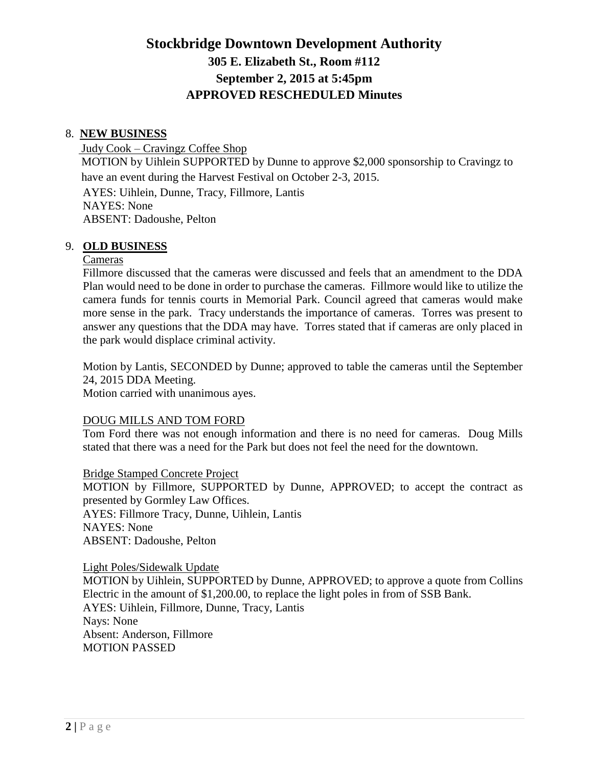# Stockbridge Downtown Development Authority

## 305 E. Elizabeth St., Room #112

## September 2, 2015 at 5:45pm

## APPROVED RESCHEDULED Minutes

8. **NEW BUSINESS**

Judy Cook – Cravingz Coffee Shop

MOTION by Uihlein SUPPORTED by Dunne to approve $2,000 sponsorship to Cravingz to have an event during the Harvest Festival on October 2-3, 2015.

AYES: Uihlein, Dunne, Tracy, Fillmore, Lantis
NAYES: None
ABSENT: Dadoushe, Pelton

9. **OLD BUSINESS**

Cameras

Fillmore discussed that the cameras were discussed and feels that an amendment to the DDA Plan would need to be done in order to purchase the cameras. Fillmore would like to utilize the camera funds for tennis courts in Memorial Park. Council agreed that cameras would make more sense in the park. Tracy understands the importance of cameras. Torres was present to answer any questions that the DDA may have. Torres stated that if cameras are only placed in the park would displace criminal activity.

Motion by Lantis, SECONDED by Dunne; approved to table the cameras until the September 24, 2015 DDA Meeting.
Motion carried with unanimous ayes.

DOUG MILLS AND TOM FORD

Tom Ford there was not enough information and there is no need for cameras. Doug Mills stated that there was a need for the Park but does not feel the need for the downtown.

Bridge Stamped Concrete Project

MOTION by Fillmore, SUPPORTED by Dunne, APPROVED; to accept the contract as presented by Gormley Law Offices.
AYES: Fillmore Tracy, Dunne, Uihlein, Lantis
NAYES: None
ABSENT: Dadoushe, Pelton

Light Poles/Sidewalk Update

MOTION by Uihlein, SUPPORTED by Dunne, APPROVED; to approve a quote from Collins Electric in the amount of $1,200.00, to replace the light poles in from of SSB Bank.
AYES: Uihlein, Fillmore, Dunne, Tracy, Lantis
Nays: None
Absent: Anderson, Fillmore
MOTION PASSED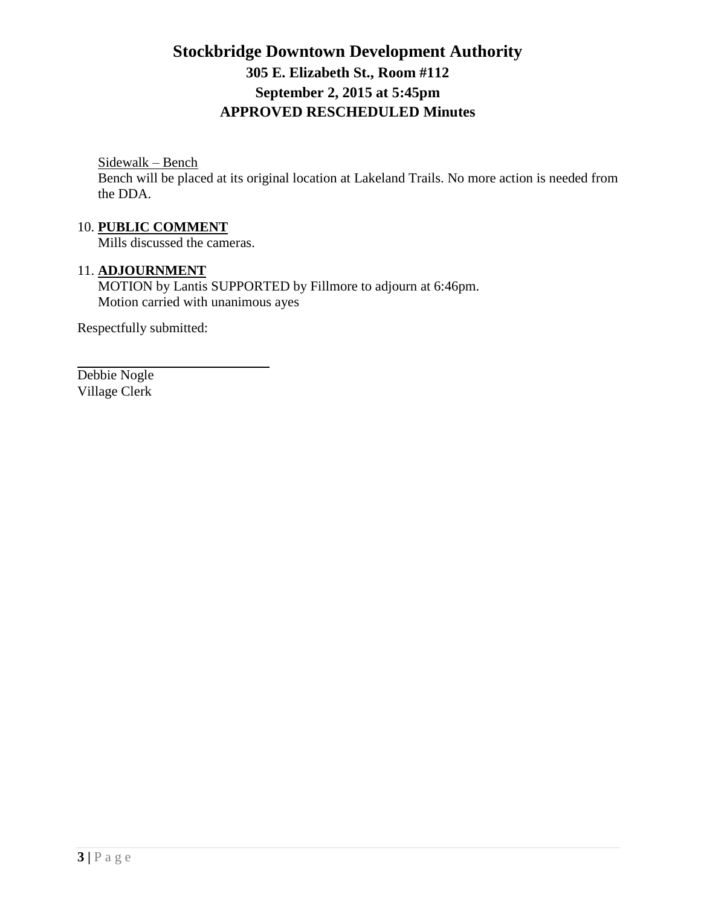# Stockbridge Downtown Development Authority

## 305 E. Elizabeth St., Room #112

## September 2, 2015 at 5:45pm

## APPROVED RESCHEDULED Minutes

Sidewalk – Bench

Bench will be placed at its original location at Lakeland Trails. No more action is needed from the DDA.

10. **PUBLIC COMMENT**

    Mills discussed the cameras.

11. **ADJOURNMENT**

    MOTION by Lantis SUPPORTED by Fillmore to adjourn at 6:46pm.
    Motion carried with unanimous ayes

Respectfully submitted:

\_\_\_\_\_\_\_\_\_\_\_\_\_\_\_\_\_\_\_\_\_\_\_\_\_\_\_\_

Debbie Nogle
Village Clerk